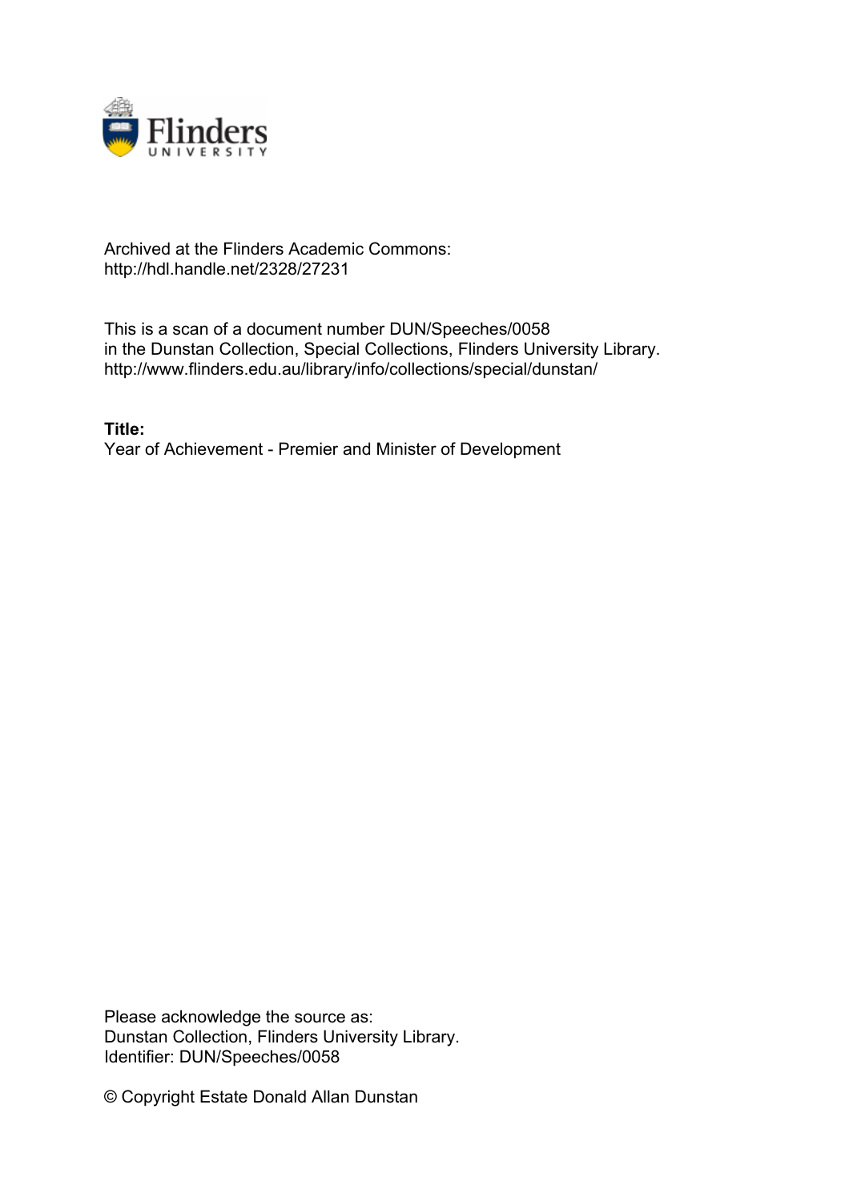Archived at the Flinders Academic Commons:
http://hdl.handle.net/2328/27231

This is a scan of a document number DUN/Speeches/0058
in the Dunstan Collection, Special Collections, Flinders University Library.
http://www.flinders.edu.au/library/info/collections/special/dunstan/

**Title:**
Year of Achievement - Premier and Minister of Development

Please acknowledge the source as:
Dunstan Collection, Flinders University Library.
Identifier: DUN/Speeches/0058

© Copyright Estate Donald Allan Dunstan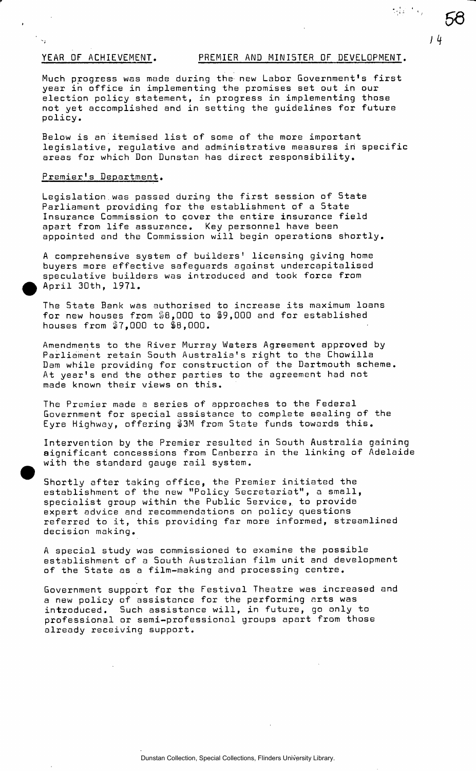## YEAR OF ACHIEVEMENT. PREMIER AND MINISTER OF DEVELOPMENT.

Much progress was made during the new Labor Government's first year in office in implementing the promises set out in our election policy statement, in progress in implementing those not yet accomplished and in setting the guidelines for future policy.

Below is an itemised list of some of the more important legislative, regulative and administrative measures in specific areas for which Don Dunstan has direct responsibility.

### Premier's Department.

Legislation was passed during the first session of State Parliament providing for the establishment of a State Insurance Commission to cover the entire insurance field apart from life assurance. Key personnel have been appointed and the Commission will begin operations shortly.

A comprehensive system of builders' licensing giving home buyers more effective safeguards against undercapitalised speculative builders was introduced and took force from April 30th, 1971.

The State Bank was authorised to increase its maximum loans for new houses from $8,000 to $9,000 and for established houses from $7,000 to $8,000.

Amendments to the River Murray Waters Agreement approved by Parliament retain South Australia's right to the Chowilla Dam while providing for construction of the Dartmouth scheme. At year's end the other parties to the agreement had not made known their views on this.

The Premier made a series of approaches to the Federal Government for special assistance to complete sealing of the Eyre Highway, offering $3M from State funds towards this.

Intervention by the Premier resulted in South Australia gaining significant concessions from Canberra in the linking of Adelaide with the standard gauge rail system.

Shortly after taking office, the Premier initiated the establishment of the new "Policy Secretariat", a small, specialist group within the Public Service, to provide expert advice and recommendations on policy questions referred to it, this providing far more informed, streamlined decision making.

A special study was commissioned to examine the possible establishment of a South Australian film unit and development of the State as a film-making and processing centre.

Government support for the Festival Theatre was increased and a new policy of assistance for the performing arts was introduced. Such assistance will, in future, go only to professional or semi-professional groups apart from those already receiving support.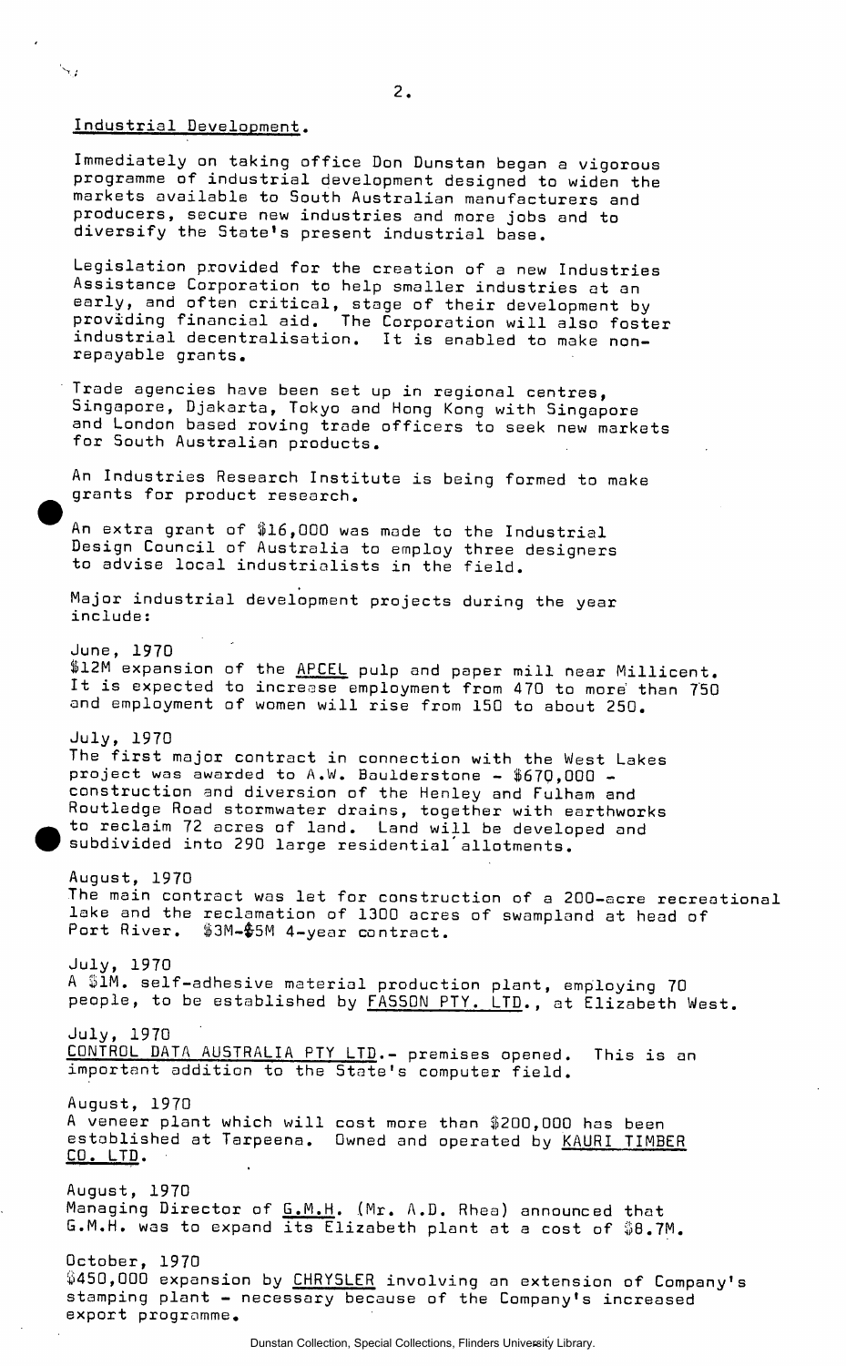## Industrial Development.

Immediately on taking office Don Dunstan began a vigorous programme of industrial development designed to widen the markets available to South Australian manufacturers and producers, secure new industries and more jobs and to diversify the State's present industrial base.

Legislation provided for the creation of a new Industries Assistance Corporation to help smaller industries at an early, and often critical, stage of their development by providing financial aid. The Corporation will also foster industrial decentralisation. It is enabled to make non-repayable grants.

Trade agencies have been set up in regional centres, Singapore, Djakarta, Tokyo and Hong Kong with Singapore and London based roving trade officers to seek new markets for South Australian products.

An Industries Research Institute is being formed to make grants for product research.

An extra grant of $16,000 was made to the Industrial Design Council of Australia to employ three designers to advise local industrialists in the field.

Major industrial development projects during the year include:

June, 1970
$12M expansion of the APCEL pulp and paper mill near Millicent. It is expected to increase employment from 470 to more than 750 and employment of women will rise from 150 to about 250.

July, 1970
The first major contract in connection with the West Lakes project was awarded to A.W. Baulderstone - $670,000 - construction and diversion of the Henley and Fulham and Routledge Road stormwater drains, together with earthworks to reclaim 72 acres of land. Land will be developed and subdivided into 290 large residential allotments.

August, 1970
The main contract was let for construction of a 200-acre recreational lake and the reclamation of 1300 acres of swampland at head of Port River. $3M-$5M 4-year contract.

July, 1970
A $1M. self-adhesive material production plant, employing 70 people, to be established by FASSON PTY. LTD., at Elizabeth West.

July, 1970
CONTROL DATA AUSTRALIA PTY LTD.- premises opened. This is an important addition to the State's computer field.

August, 1970
A veneer plant which will cost more than $200,000 has been established at Tarpeena. Owned and operated by KAURI TIMBER CO. LTD.

August, 1970
Managing Director of G.M.H. (Mr. A.D. Rhea) announced that G.M.H. was to expand its Elizabeth plant at a cost of $8.7M.

October, 1970
$450,000 expansion by CHRYSLER involving an extension of Company's stamping plant - necessary because of the Company's increased export programme.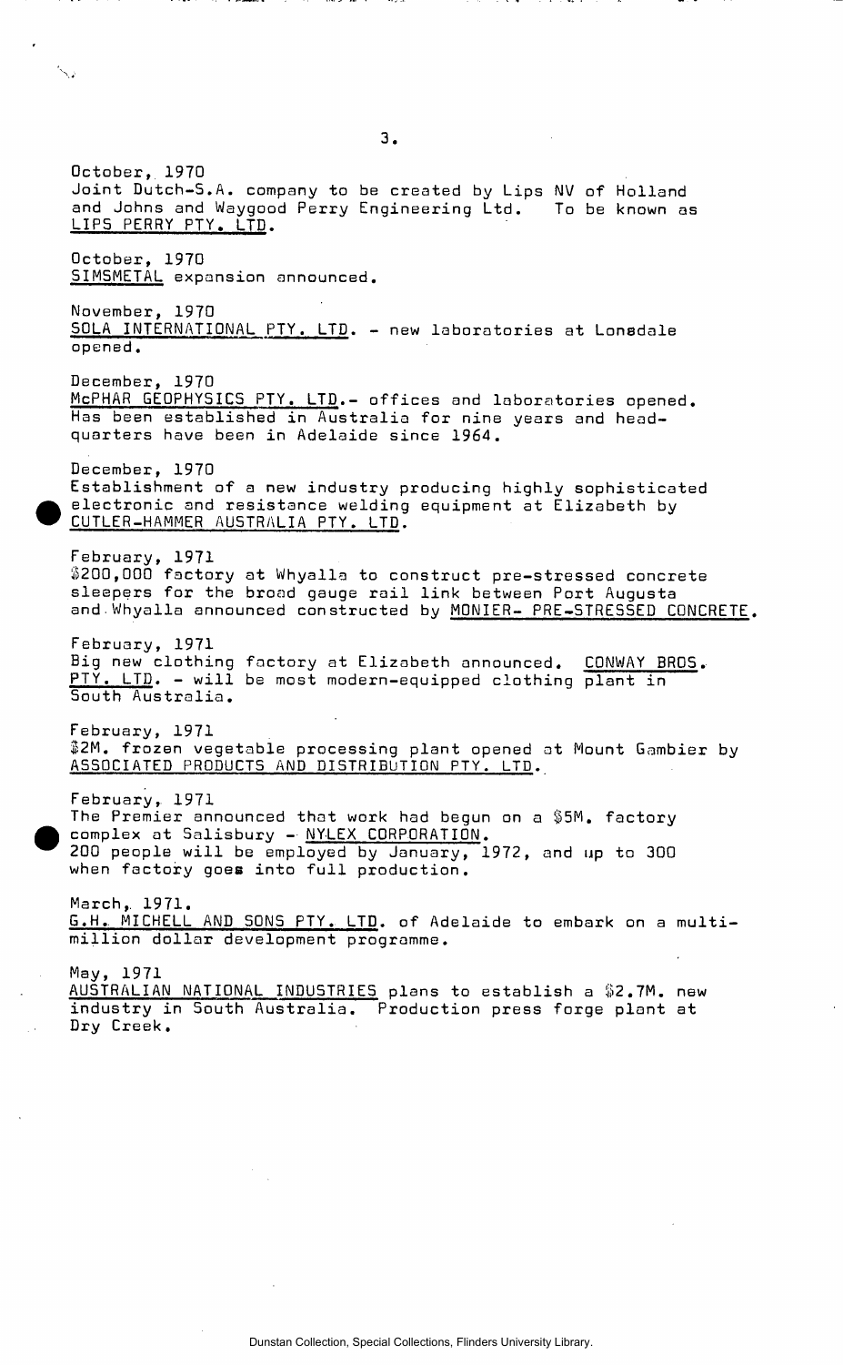October, 1970
Joint Dutch-S.A. company to be created by Lips NV of Holland and Johns and Waygood Perry Engineering Ltd. To be known as LIPS PERRY PTY. LTD.

October, 1970
SIMSMETAL expansion announced.

November, 1970
SOLA INTERNATIONAL PTY. LTD. - new laboratories at Lonsdale opened.

December, 1970
McPHAR GEOPHYSICS PTY. LTD.- offices and laboratories opened. Has been established in Australia for nine years and headquarters have been in Adelaide since 1964.

December, 1970
Establishment of a new industry producing highly sophisticated electronic and resistance welding equipment at Elizabeth by CUTLER-HAMMER AUSTRALIA PTY. LTD.

February, 1971
$200,000 factory at Whyalla to construct pre-stressed concrete sleepers for the broad gauge rail link between Port Augusta and Whyalla announced constructed by MONIER- PRE-STRESSED CONCRETE.

February, 1971
Big new clothing factory at Elizabeth announced. CONWAY BROS. PTY. LTD. - will be most modern-equipped clothing plant in South Australia.

February, 1971
$2M. frozen vegetable processing plant opened at Mount Gambier by ASSOCIATED PRODUCTS AND DISTRIBUTION PTY. LTD.

February, 1971
The Premier announced that work had begun on a $5M. factory complex at Salisbury - NYLEX CORPORATION.
200 people will be employed by January, 1972, and up to 300 when factory goes into full production.

March, 1971.
G.H. MICHELL AND SONS PTY. LTD. of Adelaide to embark on a multi-million dollar development programme.

May, 1971
AUSTRALIAN NATIONAL INDUSTRIES plans to establish a $2.7M. new industry in South Australia. Production press forge plant at Dry Creek.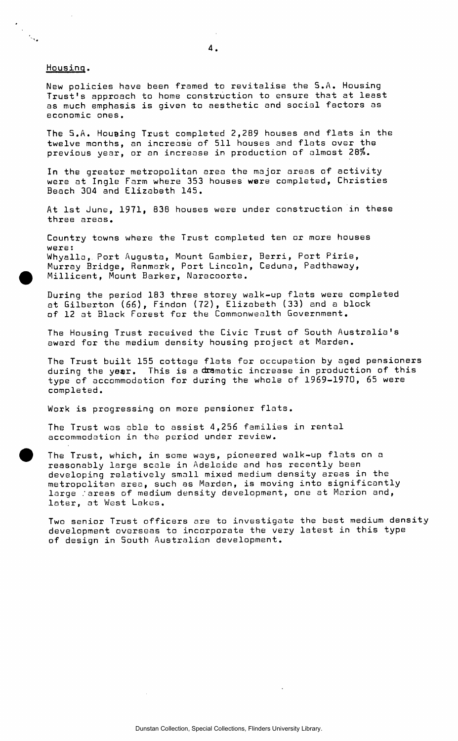## Housing.

New policies have been framed to revitalise the S.A. Housing Trust's approach to home construction to ensure that at least as much emphasis is given to aesthetic and social factors as economic ones.

The S.A. Housing Trust completed 2,289 houses and flats in the twelve months, an increase of 511 houses and flats over the previous year, or an increase in production of almost 28%.

In the greater metropolitan area the major areas of activity were at Ingle Farm where 353 houses were completed, Christies Beach 304 and Elizabeth 145.

At 1st June, 1971, 838 houses were under construction in these three areas.

Country towns where the Trust completed ten or more houses were:
Whyalla, Port Augusta, Mount Gambier, Berri, Port Pirie, Murray Bridge, Renmark, Port Lincoln, Ceduna, Padthaway, Millicent, Mount Barker, Naracoorte.

During the period 183 three storey walk-up flats were completed at Gilberton (66), Findon (72), Elizabeth (33) and a block of 12 at Black Forest for the Commonwealth Government.

The Housing Trust received the Civic Trust of South Australia's award for the medium density housing project at Marden.

The Trust built 155 cottage flats for occupation by aged pensioners during the year. This is a dramatic increase in production of this type of accommodation for during the whole of 1969-1970, 65 were completed.

Work is progressing on more pensioner flats.

The Trust was able to assist 4,256 families in rental accommodation in the period under review.

The Trust, which, in some ways, pioneered walk-up flats on a reasonably large scale in Adelaide and has recently been developing relatively small mixed medium density areas in the metropolitan area, such as Marden, is moving into significantly large areas of medium density development, one at Marion and, later, at West Lakes.

Two senior Trust officers are to investigate the best medium density development overseas to incorporate the very latest in this type of design in South Australian development.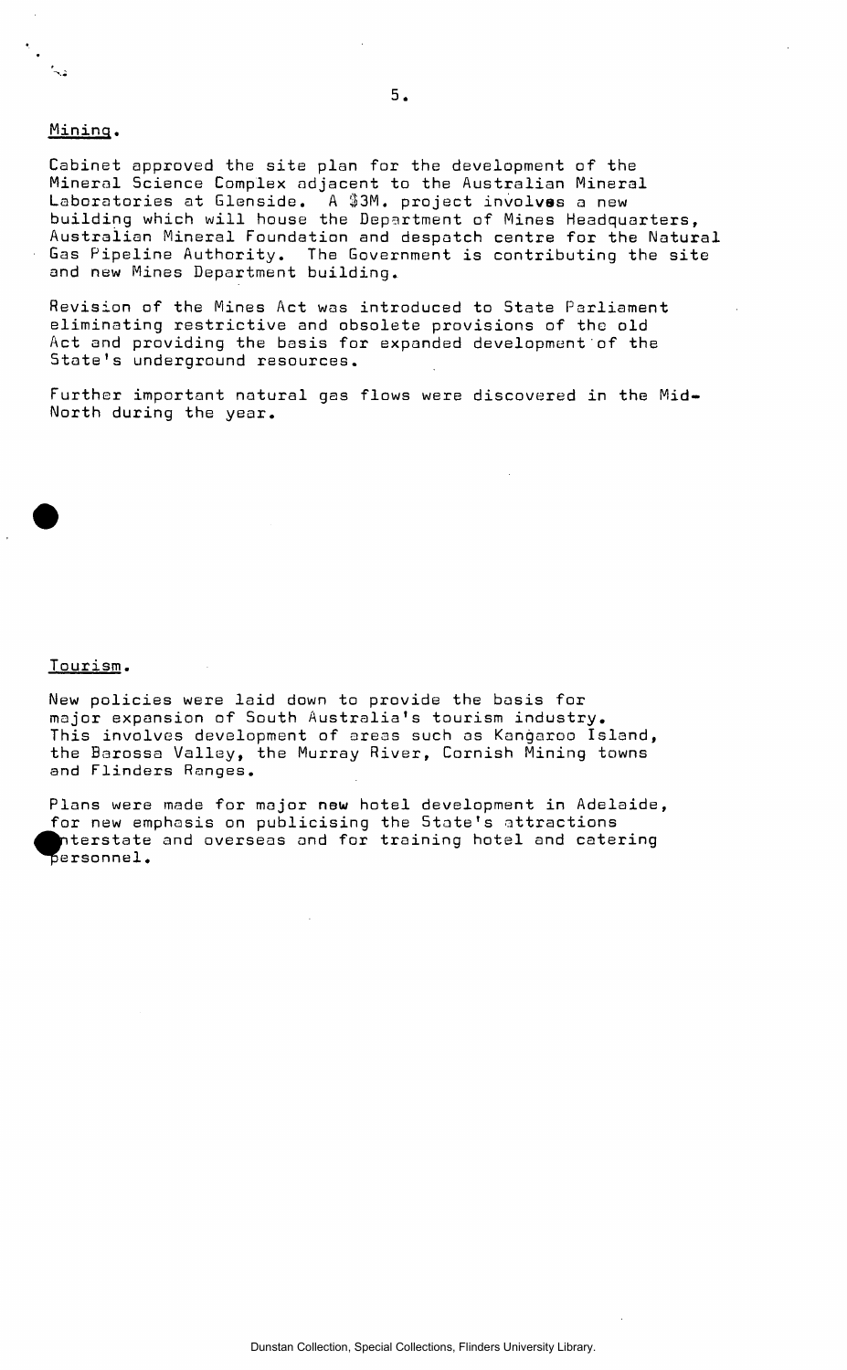Mining.

Cabinet approved the site plan for the development of the Mineral Science Complex adjacent to the Australian Mineral Laboratories at Glenside. A $3M. project involves a new building which will house the Department of Mines Headquarters, Australian Mineral Foundation and despatch centre for the Natural Gas Pipeline Authority. The Government is contributing the site and new Mines Department building.

Revision of the Mines Act was introduced to State Parliament eliminating restrictive and obsolete provisions of the old Act and providing the basis for expanded development of the State's underground resources.

Further important natural gas flows were discovered in the Mid-North during the year.

Tourism.

New policies were laid down to provide the basis for major expansion of South Australia's tourism industry. This involves development of areas such as Kangaroo Island, the Barossa Valley, the Murray River, Cornish Mining towns and Flinders Ranges.

Plans were made for major new hotel development in Adelaide, for new emphasis on publicising the State's attractions interstate and overseas and for training hotel and catering personnel.

Dunstan Collection, Special Collections, Flinders University Library.